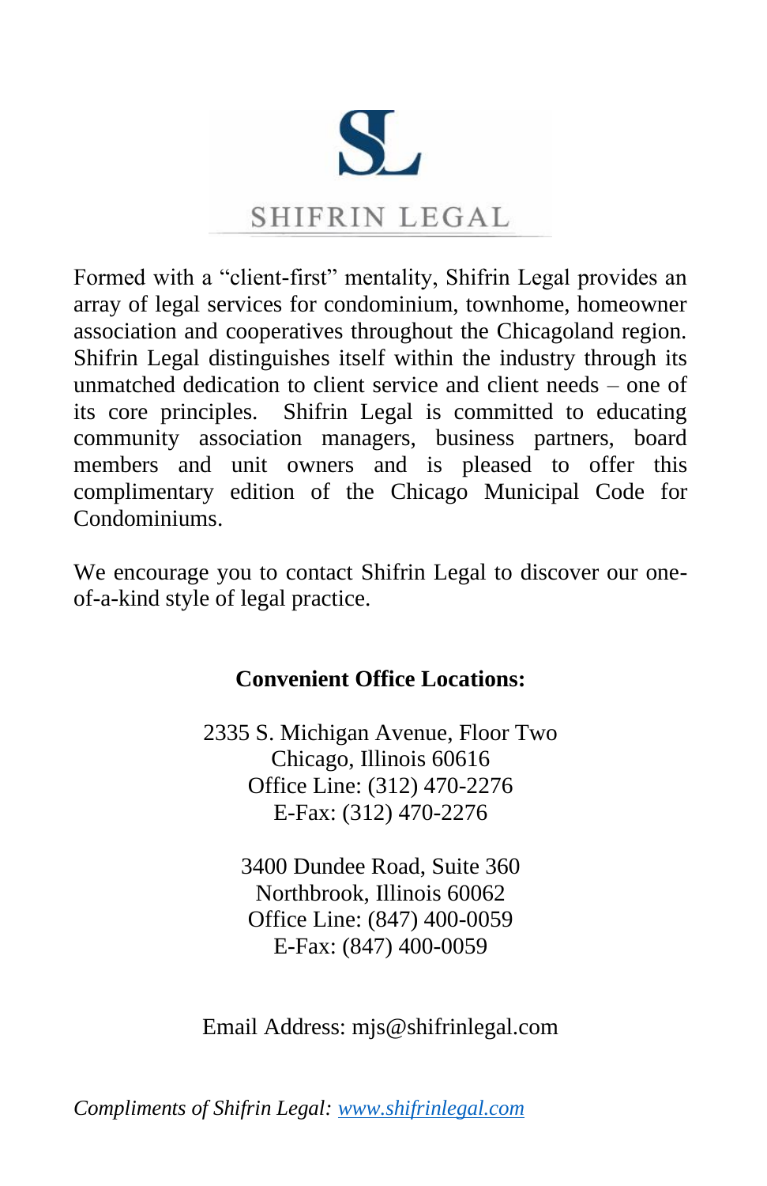# SHIFRIN LEGAL

Formed with a "client-first" mentality, Shifrin Legal provides an array of legal services for condominium, townhome, homeowner association and cooperatives throughout the Chicagoland region. Shifrin Legal distinguishes itself within the industry through its unmatched dedication to client service and client needs – one of its core principles. Shifrin Legal is committed to educating community association managers, business partners, board members and unit owners and is pleased to offer this complimentary edition of the Chicago Municipal Code for Condominiums.

We encourage you to contact Shifrin Legal to discover our one-of-a-kind style of legal practice.

**Convenient Office Locations:**

2335 S. Michigan Avenue, Floor Two
Chicago, Illinois 60616
Office Line: (312) 470-2276
E-Fax: (312) 470-2276

3400 Dundee Road, Suite 360
Northbrook, Illinois 60062
Office Line: (847) 400-0059
E-Fax: (847) 400-0059

Email Address: mjs@shifrinlegal.com

*Compliments of Shifrin Legal:* www.shifrinlegal.com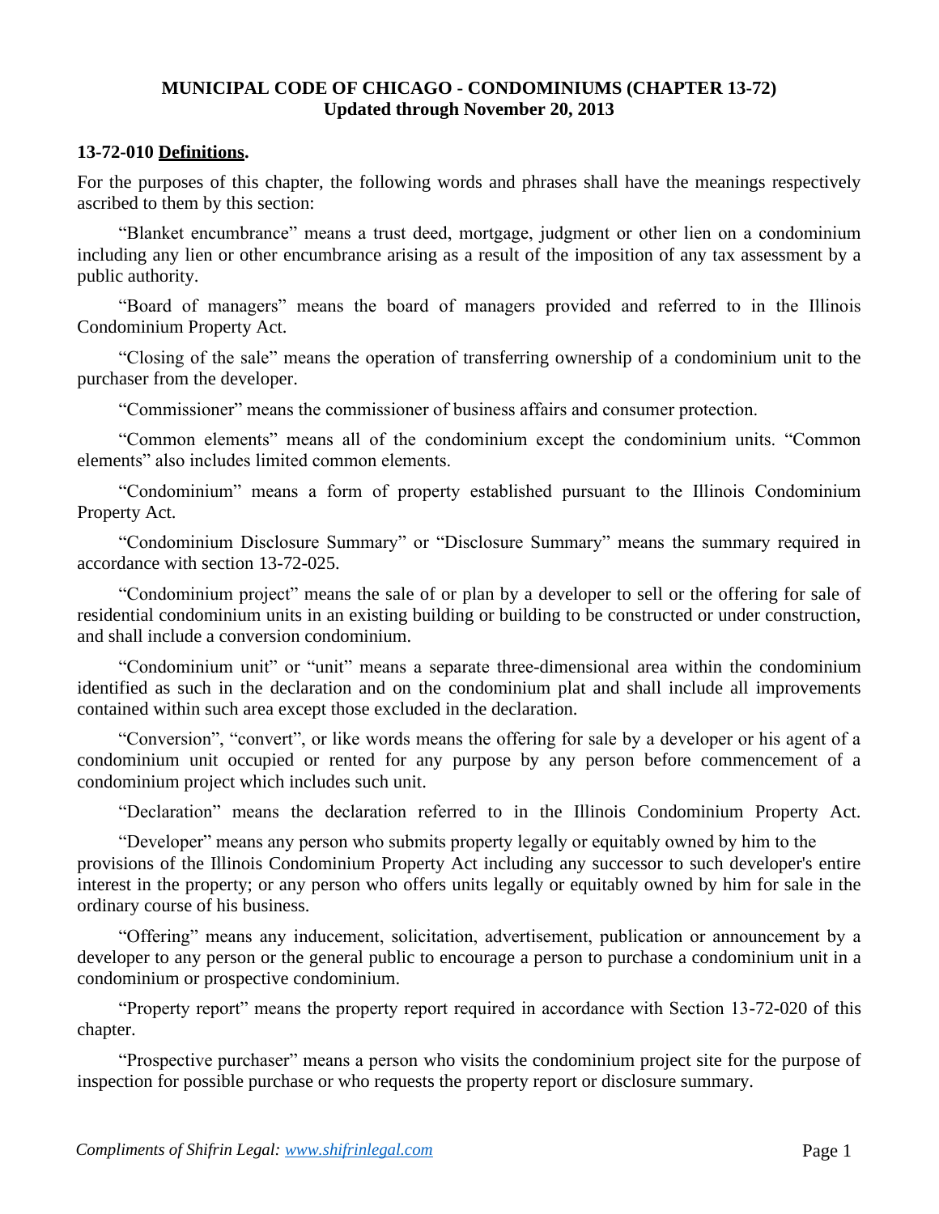**MUNICIPAL CODE OF CHICAGO - CONDOMINIUMS (CHAPTER 13-72)**
**Updated through November 20, 2013**

**13-72-010 Definitions.**

For the purposes of this chapter, the following words and phrases shall have the meanings respectively ascribed to them by this section:

"Blanket encumbrance" means a trust deed, mortgage, judgment or other lien on a condominium including any lien or other encumbrance arising as a result of the imposition of any tax assessment by a public authority.

"Board of managers" means the board of managers provided and referred to in the Illinois Condominium Property Act.

"Closing of the sale" means the operation of transferring ownership of a condominium unit to the purchaser from the developer.

"Commissioner" means the commissioner of business affairs and consumer protection.

"Common elements" means all of the condominium except the condominium units. "Common elements" also includes limited common elements.

"Condominium" means a form of property established pursuant to the Illinois Condominium Property Act.

"Condominium Disclosure Summary" or "Disclosure Summary" means the summary required in accordance with section 13-72-025.

"Condominium project" means the sale of or plan by a developer to sell or the offering for sale of residential condominium units in an existing building or building to be constructed or under construction, and shall include a conversion condominium.

"Condominium unit" or "unit" means a separate three-dimensional area within the condominium identified as such in the declaration and on the condominium plat and shall include all improvements contained within such area except those excluded in the declaration.

"Conversion", "convert", or like words means the offering for sale by a developer or his agent of a condominium unit occupied or rented for any purpose by any person before commencement of a condominium project which includes such unit.

"Declaration" means the declaration referred to in the Illinois Condominium Property Act.

"Developer" means any person who submits property legally or equitably owned by him to the provisions of the Illinois Condominium Property Act including any successor to such developer's entire interest in the property; or any person who offers units legally or equitably owned by him for sale in the ordinary course of his business.

"Offering" means any inducement, solicitation, advertisement, publication or announcement by a developer to any person or the general public to encourage a person to purchase a condominium unit in a condominium or prospective condominium.

"Property report" means the property report required in accordance with Section 13-72-020 of this chapter.

"Prospective purchaser" means a person who visits the condominium project site for the purpose of inspection for possible purchase or who requests the property report or disclosure summary.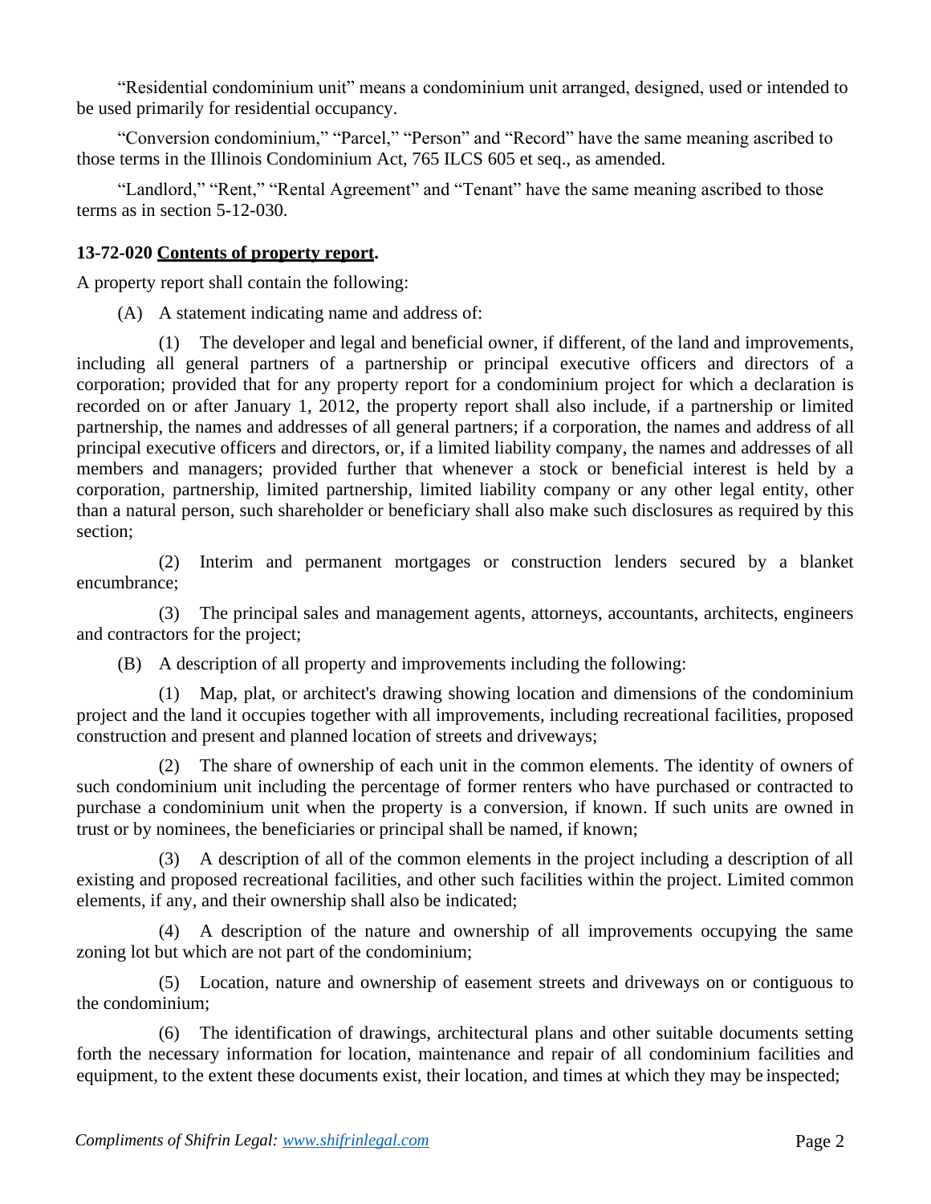"Residential condominium unit" means a condominium unit arranged, designed, used or intended to be used primarily for residential occupancy.

"Conversion condominium," "Parcel," "Person" and "Record" have the same meaning ascribed to those terms in the Illinois Condominium Act, 765 ILCS 605 et seq., as amended.

"Landlord," "Rent," "Rental Agreement" and "Tenant" have the same meaning ascribed to those terms as in section 5-12-030.

**13-72-020 Contents of property report.**

A property report shall contain the following:

(A) A statement indicating name and address of:

(1) The developer and legal and beneficial owner, if different, of the land and improvements, including all general partners of a partnership or principal executive officers and directors of a corporation; provided that for any property report for a condominium project for which a declaration is recorded on or after January 1, 2012, the property report shall also include, if a partnership or limited partnership, the names and addresses of all general partners; if a corporation, the names and address of all principal executive officers and directors, or, if a limited liability company, the names and addresses of all members and managers; provided further that whenever a stock or beneficial interest is held by a corporation, partnership, limited partnership, limited liability company or any other legal entity, other than a natural person, such shareholder or beneficiary shall also make such disclosures as required by this section;

(2) Interim and permanent mortgages or construction lenders secured by a blanket encumbrance;

(3) The principal sales and management agents, attorneys, accountants, architects, engineers and contractors for the project;

(B) A description of all property and improvements including the following:

(1) Map, plat, or architect's drawing showing location and dimensions of the condominium project and the land it occupies together with all improvements, including recreational facilities, proposed construction and present and planned location of streets and driveways;

(2) The share of ownership of each unit in the common elements. The identity of owners of such condominium unit including the percentage of former renters who have purchased or contracted to purchase a condominium unit when the property is a conversion, if known. If such units are owned in trust or by nominees, the beneficiaries or principal shall be named, if known;

(3) A description of all of the common elements in the project including a description of all existing and proposed recreational facilities, and other such facilities within the project. Limited common elements, if any, and their ownership shall also be indicated;

(4) A description of the nature and ownership of all improvements occupying the same zoning lot but which are not part of the condominium;

(5) Location, nature and ownership of easement streets and driveways on or contiguous to the condominium;

(6) The identification of drawings, architectural plans and other suitable documents setting forth the necessary information for location, maintenance and repair of all condominium facilities and equipment, to the extent these documents exist, their location, and times at which they may be inspected;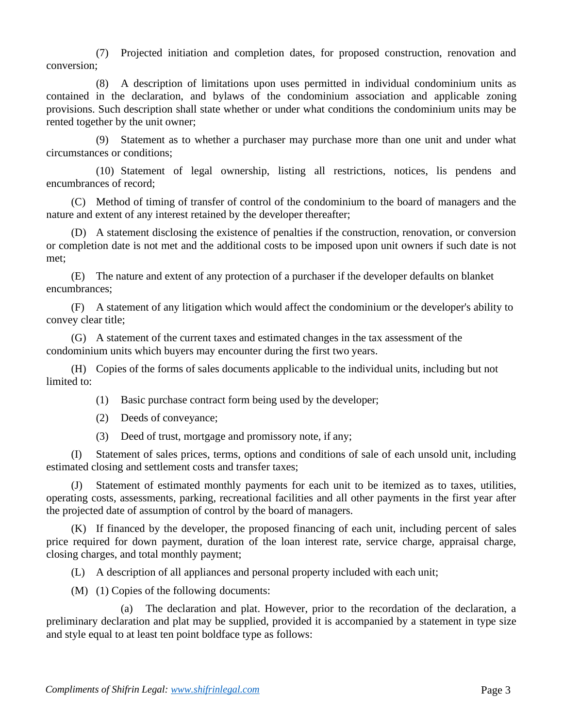(7) Projected initiation and completion dates, for proposed construction, renovation and conversion;

(8) A description of limitations upon uses permitted in individual condominium units as contained in the declaration, and bylaws of the condominium association and applicable zoning provisions. Such description shall state whether or under what conditions the condominium units may be rented together by the unit owner;

(9) Statement as to whether a purchaser may purchase more than one unit and under what circumstances or conditions;

(10) Statement of legal ownership, listing all restrictions, notices, lis pendens and encumbrances of record;

(C) Method of timing of transfer of control of the condominium to the board of managers and the nature and extent of any interest retained by the developer thereafter;

(D) A statement disclosing the existence of penalties if the construction, renovation, or conversion or completion date is not met and the additional costs to be imposed upon unit owners if such date is not met;

(E) The nature and extent of any protection of a purchaser if the developer defaults on blanket encumbrances;

(F) A statement of any litigation which would affect the condominium or the developer's ability to convey clear title;

(G) A statement of the current taxes and estimated changes in the tax assessment of the condominium units which buyers may encounter during the first two years.

(H) Copies of the forms of sales documents applicable to the individual units, including but not limited to:

(1) Basic purchase contract form being used by the developer;

(2) Deeds of conveyance;

(3) Deed of trust, mortgage and promissory note, if any;

(I) Statement of sales prices, terms, options and conditions of sale of each unsold unit, including estimated closing and settlement costs and transfer taxes;

(J) Statement of estimated monthly payments for each unit to be itemized as to taxes, utilities, operating costs, assessments, parking, recreational facilities and all other payments in the first year after the projected date of assumption of control by the board of managers.

(K) If financed by the developer, the proposed financing of each unit, including percent of sales price required for down payment, duration of the loan interest rate, service charge, appraisal charge, closing charges, and total monthly payment;

(L) A description of all appliances and personal property included with each unit;

(M) (1) Copies of the following documents:

(a) The declaration and plat. However, prior to the recordation of the declaration, a preliminary declaration and plat may be supplied, provided it is accompanied by a statement in type size and style equal to at least ten point boldface type as follows: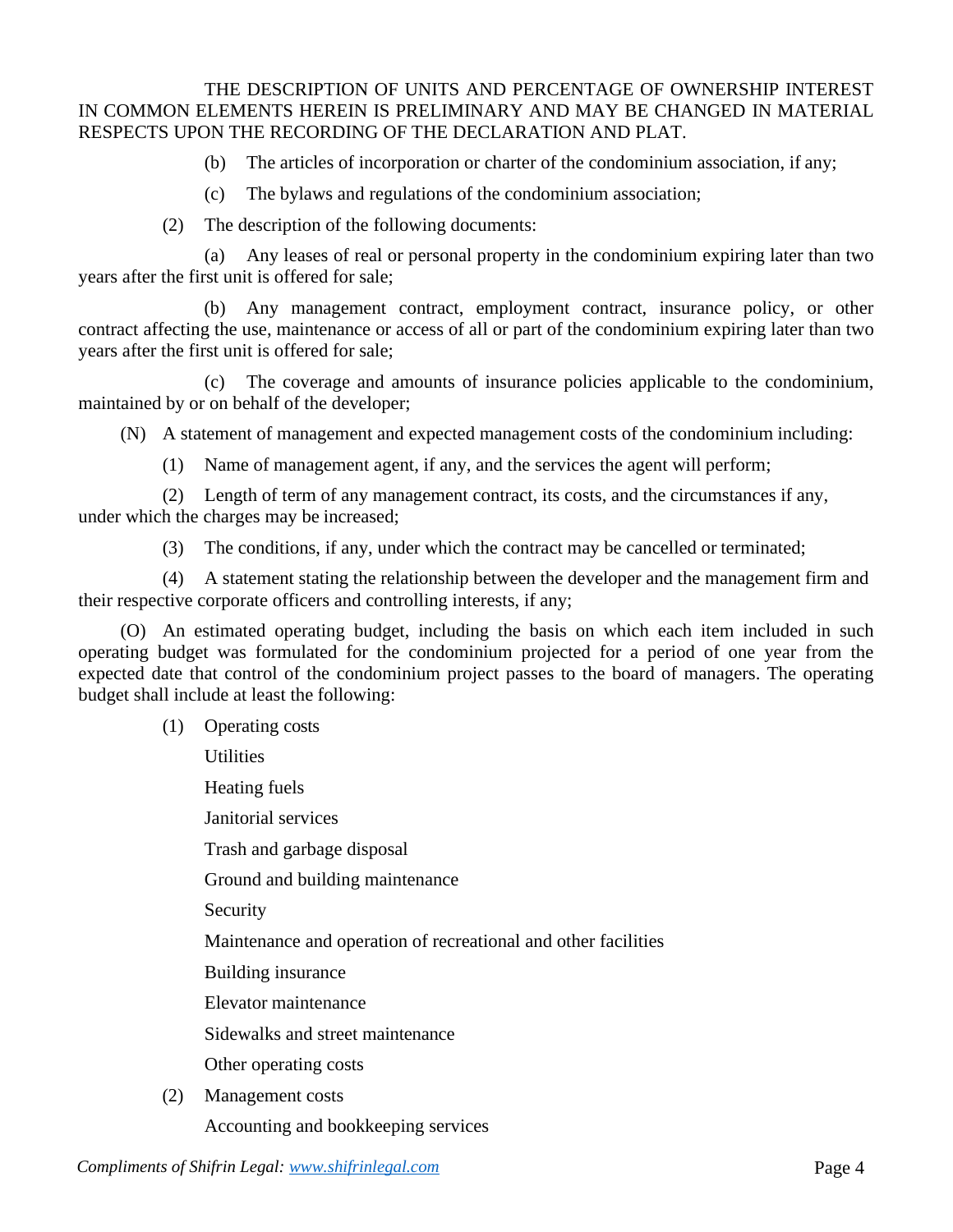THE DESCRIPTION OF UNITS AND PERCENTAGE OF OWNERSHIP INTEREST IN COMMON ELEMENTS HEREIN IS PRELIMINARY AND MAY BE CHANGED IN MATERIAL RESPECTS UPON THE RECORDING OF THE DECLARATION AND PLAT.

(b) The articles of incorporation or charter of the condominium association, if any;

(c) The bylaws and regulations of the condominium association;

(2) The description of the following documents:

(a) Any leases of real or personal property in the condominium expiring later than two years after the first unit is offered for sale;

(b) Any management contract, employment contract, insurance policy, or other contract affecting the use, maintenance or access of all or part of the condominium expiring later than two years after the first unit is offered for sale;

(c) The coverage and amounts of insurance policies applicable to the condominium, maintained by or on behalf of the developer;

(N) A statement of management and expected management costs of the condominium including:

(1) Name of management agent, if any, and the services the agent will perform;

(2) Length of term of any management contract, its costs, and the circumstances if any, under which the charges may be increased;

(3) The conditions, if any, under which the contract may be cancelled or terminated;

(4) A statement stating the relationship between the developer and the management firm and their respective corporate officers and controlling interests, if any;

(O) An estimated operating budget, including the basis on which each item included in such operating budget was formulated for the condominium projected for a period of one year from the expected date that control of the condominium project passes to the board of managers. The operating budget shall include at least the following:

(1) Operating costs

Utilities

Heating fuels

Janitorial services

Trash and garbage disposal

Ground and building maintenance

Security

Maintenance and operation of recreational and other facilities

Building insurance

Elevator maintenance

Sidewalks and street maintenance

Other operating costs

(2) Management costs

Accounting and bookkeeping services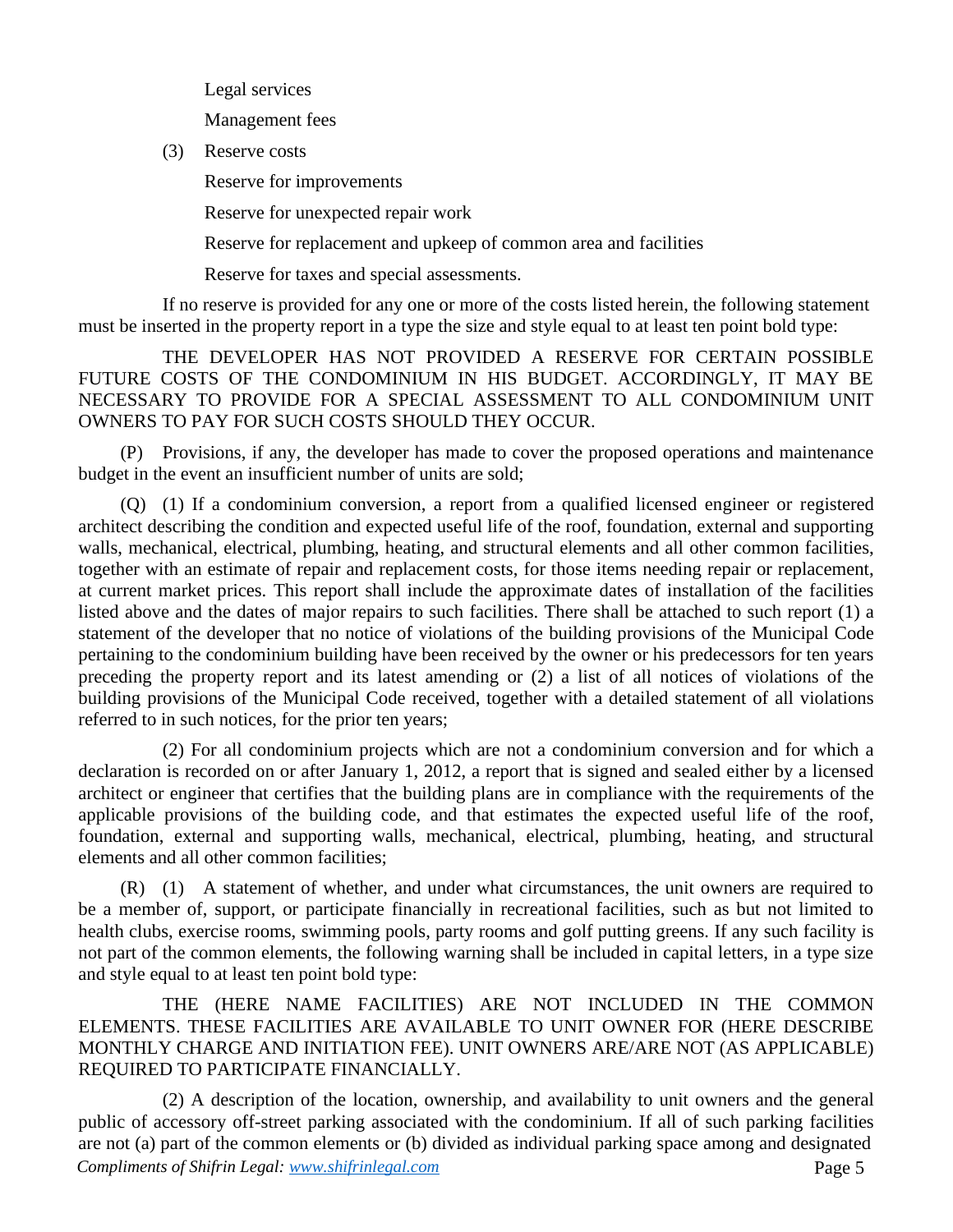Legal services

Management fees

(3) Reserve costs

Reserve for improvements

Reserve for unexpected repair work

Reserve for replacement and upkeep of common area and facilities

Reserve for taxes and special assessments.

If no reserve is provided for any one or more of the costs listed herein, the following statement must be inserted in the property report in a type the size and style equal to at least ten point bold type:

THE DEVELOPER HAS NOT PROVIDED A RESERVE FOR CERTAIN POSSIBLE FUTURE COSTS OF THE CONDOMINIUM IN HIS BUDGET. ACCORDINGLY, IT MAY BE NECESSARY TO PROVIDE FOR A SPECIAL ASSESSMENT TO ALL CONDOMINIUM UNIT OWNERS TO PAY FOR SUCH COSTS SHOULD THEY OCCUR.

(P) Provisions, if any, the developer has made to cover the proposed operations and maintenance budget in the event an insufficient number of units are sold;

(Q) (1) If a condominium conversion, a report from a qualified licensed engineer or registered architect describing the condition and expected useful life of the roof, foundation, external and supporting walls, mechanical, electrical, plumbing, heating, and structural elements and all other common facilities, together with an estimate of repair and replacement costs, for those items needing repair or replacement, at current market prices. This report shall include the approximate dates of installation of the facilities listed above and the dates of major repairs to such facilities. There shall be attached to such report (1) a statement of the developer that no notice of violations of the building provisions of the Municipal Code pertaining to the condominium building have been received by the owner or his predecessors for ten years preceding the property report and its latest amending or (2) a list of all notices of violations of the building provisions of the Municipal Code received, together with a detailed statement of all violations referred to in such notices, for the prior ten years;

(2) For all condominium projects which are not a condominium conversion and for which a declaration is recorded on or after January 1, 2012, a report that is signed and sealed either by a licensed architect or engineer that certifies that the building plans are in compliance with the requirements of the applicable provisions of the building code, and that estimates the expected useful life of the roof, foundation, external and supporting walls, mechanical, electrical, plumbing, heating, and structural elements and all other common facilities;

(R) (1) A statement of whether, and under what circumstances, the unit owners are required to be a member of, support, or participate financially in recreational facilities, such as but not limited to health clubs, exercise rooms, swimming pools, party rooms and golf putting greens. If any such facility is not part of the common elements, the following warning shall be included in capital letters, in a type size and style equal to at least ten point bold type:

THE (HERE NAME FACILITIES) ARE NOT INCLUDED IN THE COMMON ELEMENTS. THESE FACILITIES ARE AVAILABLE TO UNIT OWNER FOR (HERE DESCRIBE MONTHLY CHARGE AND INITIATION FEE). UNIT OWNERS ARE/ARE NOT (AS APPLICABLE) REQUIRED TO PARTICIPATE FINANCIALLY.

(2) A description of the location, ownership, and availability to unit owners and the general public of accessory off-street parking associated with the condominium. If all of such parking facilities are not (a) part of the common elements or (b) divided as individual parking space among and designated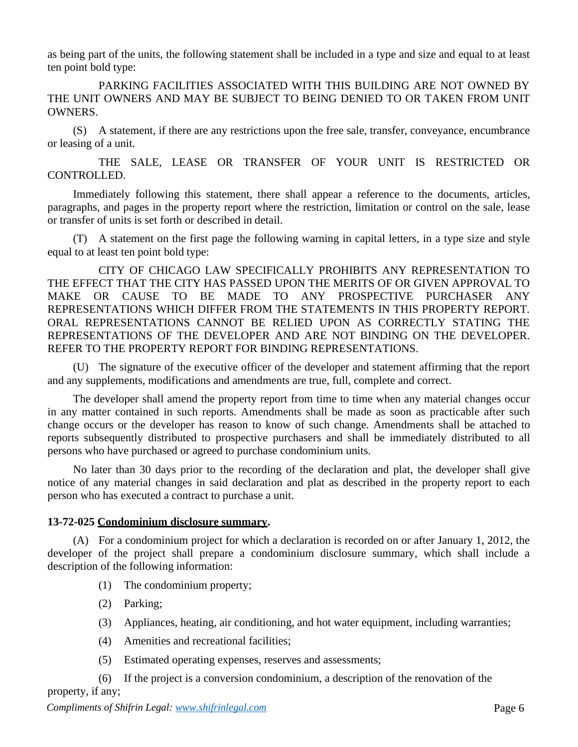as being part of the units, the following statement shall be included in a type and size and equal to at least ten point bold type:

PARKING FACILITIES ASSOCIATED WITH THIS BUILDING ARE NOT OWNED BY THE UNIT OWNERS AND MAY BE SUBJECT TO BEING DENIED TO OR TAKEN FROM UNIT OWNERS.

(S) A statement, if there are any restrictions upon the free sale, transfer, conveyance, encumbrance or leasing of a unit.

THE SALE, LEASE OR TRANSFER OF YOUR UNIT IS RESTRICTED OR CONTROLLED.

Immediately following this statement, there shall appear a reference to the documents, articles, paragraphs, and pages in the property report where the restriction, limitation or control on the sale, lease or transfer of units is set forth or described in detail.

(T) A statement on the first page the following warning in capital letters, in a type size and style equal to at least ten point bold type:

CITY OF CHICAGO LAW SPECIFICALLY PROHIBITS ANY REPRESENTATION TO THE EFFECT THAT THE CITY HAS PASSED UPON THE MERITS OF OR GIVEN APPROVAL TO MAKE OR CAUSE TO BE MADE TO ANY PROSPECTIVE PURCHASER ANY REPRESENTATIONS WHICH DIFFER FROM THE STATEMENTS IN THIS PROPERTY REPORT. ORAL REPRESENTATIONS CANNOT BE RELIED UPON AS CORRECTLY STATING THE REPRESENTATIONS OF THE DEVELOPER AND ARE NOT BINDING ON THE DEVELOPER. REFER TO THE PROPERTY REPORT FOR BINDING REPRESENTATIONS.

(U) The signature of the executive officer of the developer and statement affirming that the report and any supplements, modifications and amendments are true, full, complete and correct.

The developer shall amend the property report from time to time when any material changes occur in any matter contained in such reports. Amendments shall be made as soon as practicable after such change occurs or the developer has reason to know of such change. Amendments shall be attached to reports subsequently distributed to prospective purchasers and shall be immediately distributed to all persons who have purchased or agreed to purchase condominium units.

No later than 30 days prior to the recording of the declaration and plat, the developer shall give notice of any material changes in said declaration and plat as described in the property report to each person who has executed a contract to purchase a unit.

**13-72-025 Condominium disclosure summary.**

(A) For a condominium project for which a declaration is recorded on or after January 1, 2012, the developer of the project shall prepare a condominium disclosure summary, which shall include a description of the following information:

(1) The condominium property;

(2) Parking;

(3) Appliances, heating, air conditioning, and hot water equipment, including warranties;

(4) Amenities and recreational facilities;

(5) Estimated operating expenses, reserves and assessments;

(6) If the project is a conversion condominium, a description of the renovation of the property, if any;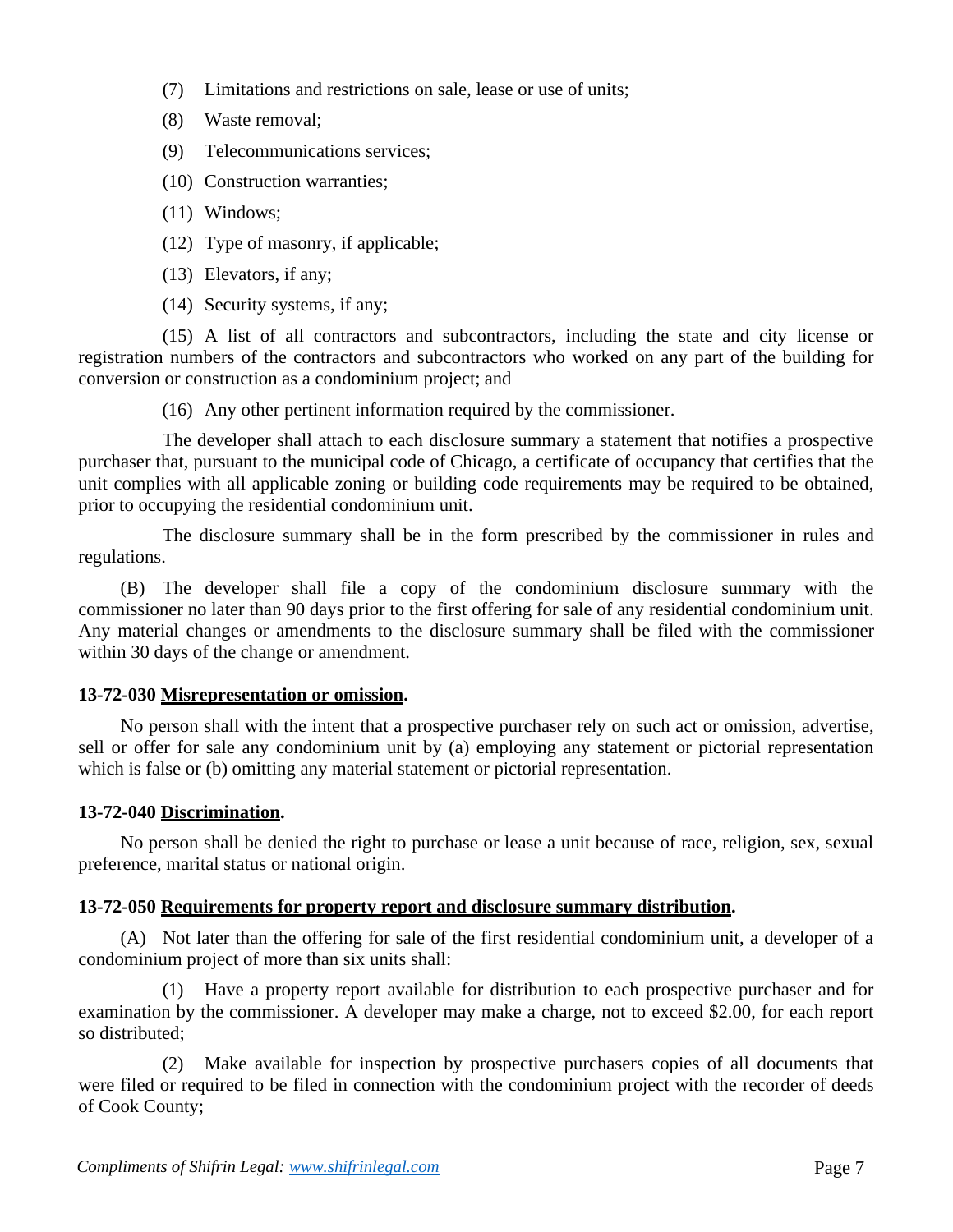(7) Limitations and restrictions on sale, lease or use of units;

(8) Waste removal;

(9) Telecommunications services;

(10) Construction warranties;

(11) Windows;

(12) Type of masonry, if applicable;

(13) Elevators, if any;

(14) Security systems, if any;

(15) A list of all contractors and subcontractors, including the state and city license or registration numbers of the contractors and subcontractors who worked on any part of the building for conversion or construction as a condominium project; and

(16) Any other pertinent information required by the commissioner.

The developer shall attach to each disclosure summary a statement that notifies a prospective purchaser that, pursuant to the municipal code of Chicago, a certificate of occupancy that certifies that the unit complies with all applicable zoning or building code requirements may be required to be obtained, prior to occupying the residential condominium unit.

The disclosure summary shall be in the form prescribed by the commissioner in rules and regulations.

(B) The developer shall file a copy of the condominium disclosure summary with the commissioner no later than 90 days prior to the first offering for sale of any residential condominium unit. Any material changes or amendments to the disclosure summary shall be filed with the commissioner within 30 days of the change or amendment.

**13-72-030 Misrepresentation or omission.**

No person shall with the intent that a prospective purchaser rely on such act or omission, advertise, sell or offer for sale any condominium unit by (a) employing any statement or pictorial representation which is false or (b) omitting any material statement or pictorial representation.

**13-72-040 Discrimination.**

No person shall be denied the right to purchase or lease a unit because of race, religion, sex, sexual preference, marital status or national origin.

**13-72-050 Requirements for property report and disclosure summary distribution.**

(A) Not later than the offering for sale of the first residential condominium unit, a developer of a condominium project of more than six units shall:

(1) Have a property report available for distribution to each prospective purchaser and for examination by the commissioner. A developer may make a charge, not to exceed $2.00, for each report so distributed;

(2) Make available for inspection by prospective purchasers copies of all documents that were filed or required to be filed in connection with the condominium project with the recorder of deeds of Cook County;

*Compliments of Shifrin Legal: www.shifrinlegal.com*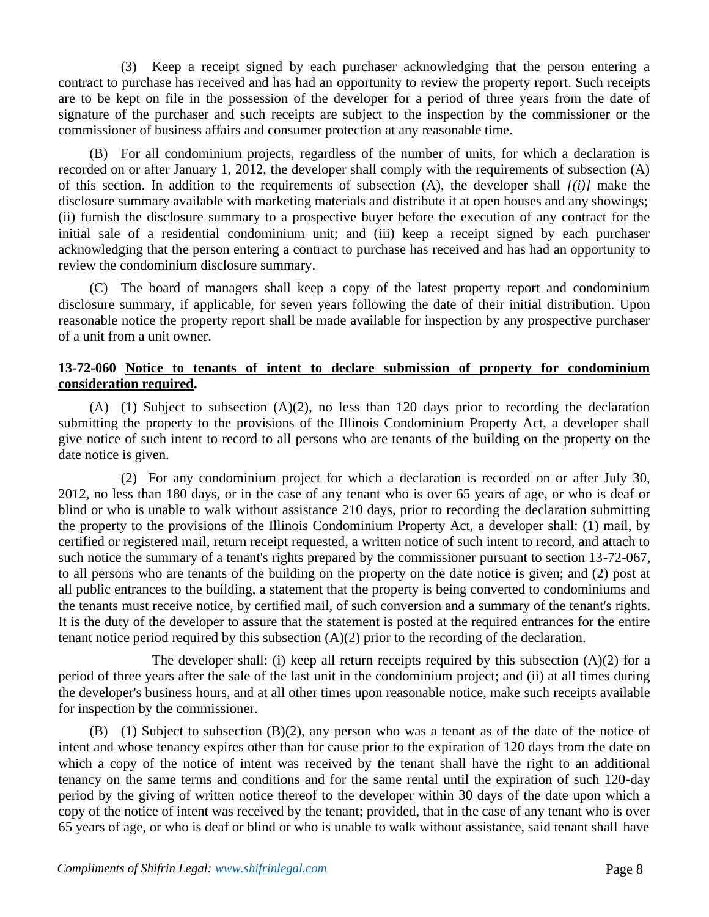(3) Keep a receipt signed by each purchaser acknowledging that the person entering a contract to purchase has received and has had an opportunity to review the property report. Such receipts are to be kept on file in the possession of the developer for a period of three years from the date of signature of the purchaser and such receipts are subject to the inspection by the commissioner or the commissioner of business affairs and consumer protection at any reasonable time.

(B) For all condominium projects, regardless of the number of units, for which a declaration is recorded on or after January 1, 2012, the developer shall comply with the requirements of subsection (A) of this section. In addition to the requirements of subsection (A), the developer shall *[(i)]* make the disclosure summary available with marketing materials and distribute it at open houses and any showings; (ii) furnish the disclosure summary to a prospective buyer before the execution of any contract for the initial sale of a residential condominium unit; and (iii) keep a receipt signed by each purchaser acknowledging that the person entering a contract to purchase has received and has had an opportunity to review the condominium disclosure summary.

(C) The board of managers shall keep a copy of the latest property report and condominium disclosure summary, if applicable, for seven years following the date of their initial distribution. Upon reasonable notice the property report shall be made available for inspection by any prospective purchaser of a unit from a unit owner.

**13-72-060 <u>Notice to tenants of intent to declare submission of property for condominium consideration required</u>.**

(A) (1) Subject to subsection (A)(2), no less than 120 days prior to recording the declaration submitting the property to the provisions of the Illinois Condominium Property Act, a developer shall give notice of such intent to record to all persons who are tenants of the building on the property on the date notice is given.

(2) For any condominium project for which a declaration is recorded on or after July 30, 2012, no less than 180 days, or in the case of any tenant who is over 65 years of age, or who is deaf or blind or who is unable to walk without assistance 210 days, prior to recording the declaration submitting the property to the provisions of the Illinois Condominium Property Act, a developer shall: (1) mail, by certified or registered mail, return receipt requested, a written notice of such intent to record, and attach to such notice the summary of a tenant's rights prepared by the commissioner pursuant to section 13-72-067, to all persons who are tenants of the building on the property on the date notice is given; and (2) post at all public entrances to the building, a statement that the property is being converted to condominiums and the tenants must receive notice, by certified mail, of such conversion and a summary of the tenant's rights. It is the duty of the developer to assure that the statement is posted at the required entrances for the entire tenant notice period required by this subsection (A)(2) prior to the recording of the declaration.

The developer shall: (i) keep all return receipts required by this subsection (A)(2) for a period of three years after the sale of the last unit in the condominium project; and (ii) at all times during the developer's business hours, and at all other times upon reasonable notice, make such receipts available for inspection by the commissioner.

(B) (1) Subject to subsection (B)(2), any person who was a tenant as of the date of the notice of intent and whose tenancy expires other than for cause prior to the expiration of 120 days from the date on which a copy of the notice of intent was received by the tenant shall have the right to an additional tenancy on the same terms and conditions and for the same rental until the expiration of such 120-day period by the giving of written notice thereof to the developer within 30 days of the date upon which a copy of the notice of intent was received by the tenant; provided, that in the case of any tenant who is over 65 years of age, or who is deaf or blind or who is unable to walk without assistance, said tenant shall have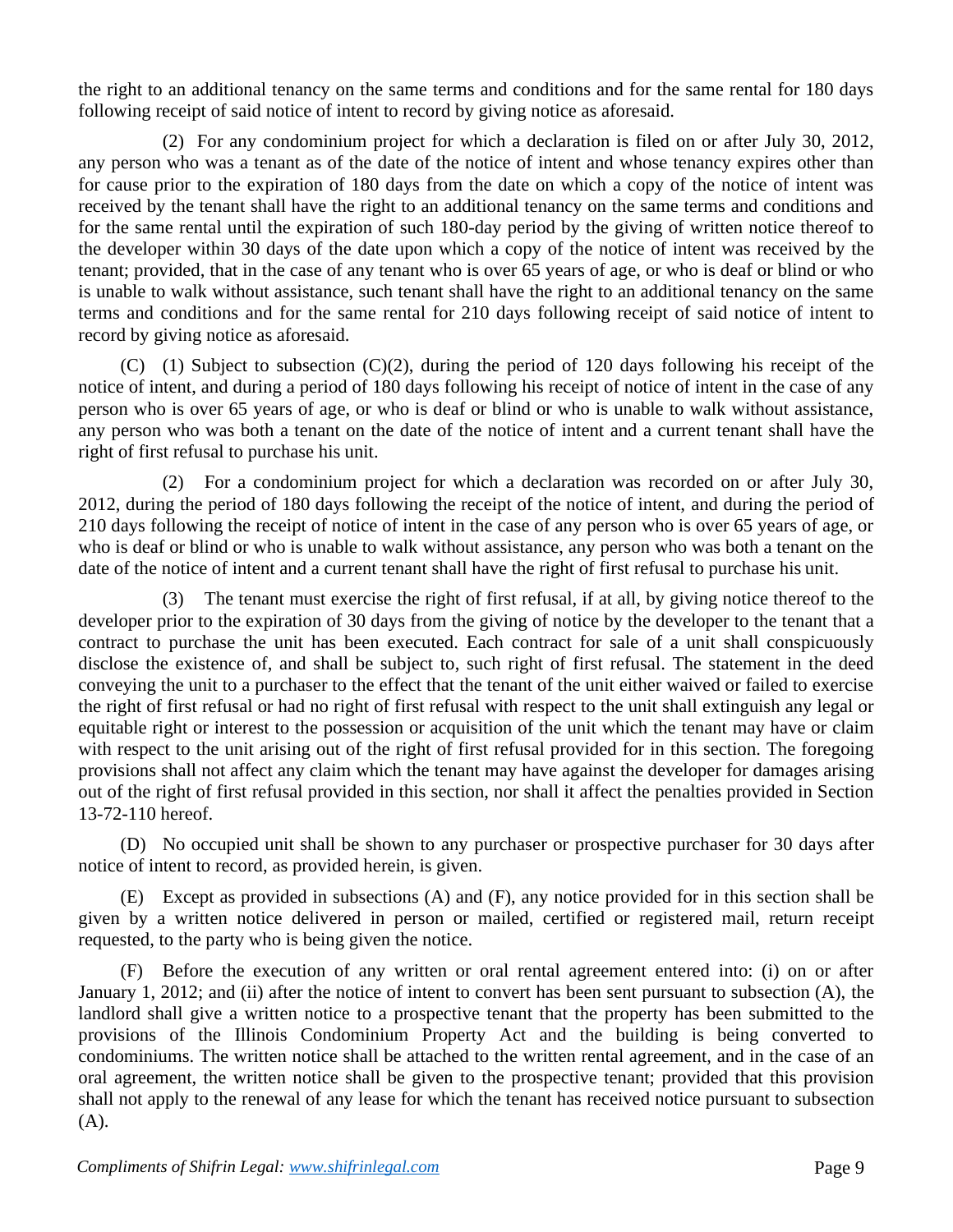the right to an additional tenancy on the same terms and conditions and for the same rental for 180 days following receipt of said notice of intent to record by giving notice as aforesaid.

(2) For any condominium project for which a declaration is filed on or after July 30, 2012, any person who was a tenant as of the date of the notice of intent and whose tenancy expires other than for cause prior to the expiration of 180 days from the date on which a copy of the notice of intent was received by the tenant shall have the right to an additional tenancy on the same terms and conditions and for the same rental until the expiration of such 180-day period by the giving of written notice thereof to the developer within 30 days of the date upon which a copy of the notice of intent was received by the tenant; provided, that in the case of any tenant who is over 65 years of age, or who is deaf or blind or who is unable to walk without assistance, such tenant shall have the right to an additional tenancy on the same terms and conditions and for the same rental for 210 days following receipt of said notice of intent to record by giving notice as aforesaid.

(C) (1) Subject to subsection (C)(2), during the period of 120 days following his receipt of the notice of intent, and during a period of 180 days following his receipt of notice of intent in the case of any person who is over 65 years of age, or who is deaf or blind or who is unable to walk without assistance, any person who was both a tenant on the date of the notice of intent and a current tenant shall have the right of first refusal to purchase his unit.

(2) For a condominium project for which a declaration was recorded on or after July 30, 2012, during the period of 180 days following the receipt of the notice of intent, and during the period of 210 days following the receipt of notice of intent in the case of any person who is over 65 years of age, or who is deaf or blind or who is unable to walk without assistance, any person who was both a tenant on the date of the notice of intent and a current tenant shall have the right of first refusal to purchase his unit.

(3) The tenant must exercise the right of first refusal, if at all, by giving notice thereof to the developer prior to the expiration of 30 days from the giving of notice by the developer to the tenant that a contract to purchase the unit has been executed. Each contract for sale of a unit shall conspicuously disclose the existence of, and shall be subject to, such right of first refusal. The statement in the deed conveying the unit to a purchaser to the effect that the tenant of the unit either waived or failed to exercise the right of first refusal or had no right of first refusal with respect to the unit shall extinguish any legal or equitable right or interest to the possession or acquisition of the unit which the tenant may have or claim with respect to the unit arising out of the right of first refusal provided for in this section. The foregoing provisions shall not affect any claim which the tenant may have against the developer for damages arising out of the right of first refusal provided in this section, nor shall it affect the penalties provided in Section 13-72-110 hereof.

(D) No occupied unit shall be shown to any purchaser or prospective purchaser for 30 days after notice of intent to record, as provided herein, is given.

(E) Except as provided in subsections (A) and (F), any notice provided for in this section shall be given by a written notice delivered in person or mailed, certified or registered mail, return receipt requested, to the party who is being given the notice.

(F) Before the execution of any written or oral rental agreement entered into: (i) on or after January 1, 2012; and (ii) after the notice of intent to convert has been sent pursuant to subsection (A), the landlord shall give a written notice to a prospective tenant that the property has been submitted to the provisions of the Illinois Condominium Property Act and the building is being converted to condominiums. The written notice shall be attached to the written rental agreement, and in the case of an oral agreement, the written notice shall be given to the prospective tenant; provided that this provision shall not apply to the renewal of any lease for which the tenant has received notice pursuant to subsection (A).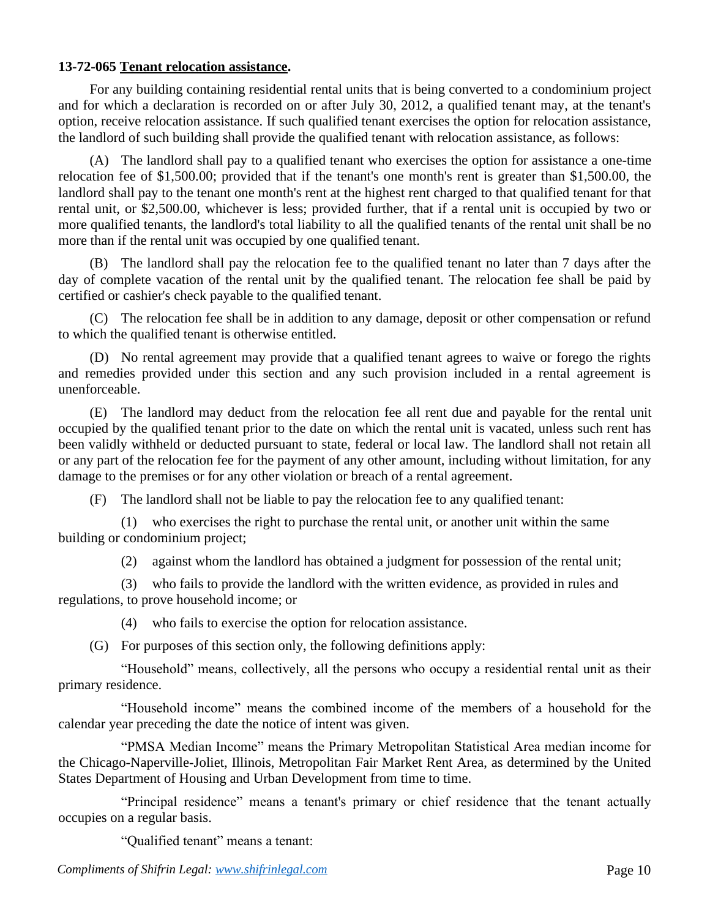**13-72-065 Tenant relocation assistance.**

For any building containing residential rental units that is being converted to a condominium project and for which a declaration is recorded on or after July 30, 2012, a qualified tenant may, at the tenant's option, receive relocation assistance. If such qualified tenant exercises the option for relocation assistance, the landlord of such building shall provide the qualified tenant with relocation assistance, as follows:

(A) The landlord shall pay to a qualified tenant who exercises the option for assistance a one-time relocation fee of $1,500.00; provided that if the tenant's one month's rent is greater than $1,500.00, the landlord shall pay to the tenant one month's rent at the highest rent charged to that qualified tenant for that rental unit, or $2,500.00, whichever is less; provided further, that if a rental unit is occupied by two or more qualified tenants, the landlord's total liability to all the qualified tenants of the rental unit shall be no more than if the rental unit was occupied by one qualified tenant.

(B) The landlord shall pay the relocation fee to the qualified tenant no later than 7 days after the day of complete vacation of the rental unit by the qualified tenant. The relocation fee shall be paid by certified or cashier's check payable to the qualified tenant.

(C) The relocation fee shall be in addition to any damage, deposit or other compensation or refund to which the qualified tenant is otherwise entitled.

(D) No rental agreement may provide that a qualified tenant agrees to waive or forego the rights and remedies provided under this section and any such provision included in a rental agreement is unenforceable.

(E) The landlord may deduct from the relocation fee all rent due and payable for the rental unit occupied by the qualified tenant prior to the date on which the rental unit is vacated, unless such rent has been validly withheld or deducted pursuant to state, federal or local law. The landlord shall not retain all or any part of the relocation fee for the payment of any other amount, including without limitation, for any damage to the premises or for any other violation or breach of a rental agreement.

(F) The landlord shall not be liable to pay the relocation fee to any qualified tenant:

(1) who exercises the right to purchase the rental unit, or another unit within the same building or condominium project;

(2) against whom the landlord has obtained a judgment for possession of the rental unit;

(3) who fails to provide the landlord with the written evidence, as provided in rules and regulations, to prove household income; or

(4) who fails to exercise the option for relocation assistance.

(G) For purposes of this section only, the following definitions apply:

"Household" means, collectively, all the persons who occupy a residential rental unit as their primary residence.

"Household income" means the combined income of the members of a household for the calendar year preceding the date the notice of intent was given.

"PMSA Median Income" means the Primary Metropolitan Statistical Area median income for the Chicago-Naperville-Joliet, Illinois, Metropolitan Fair Market Rent Area, as determined by the United States Department of Housing and Urban Development from time to time.

"Principal residence" means a tenant's primary or chief residence that the tenant actually occupies on a regular basis.

"Qualified tenant" means a tenant: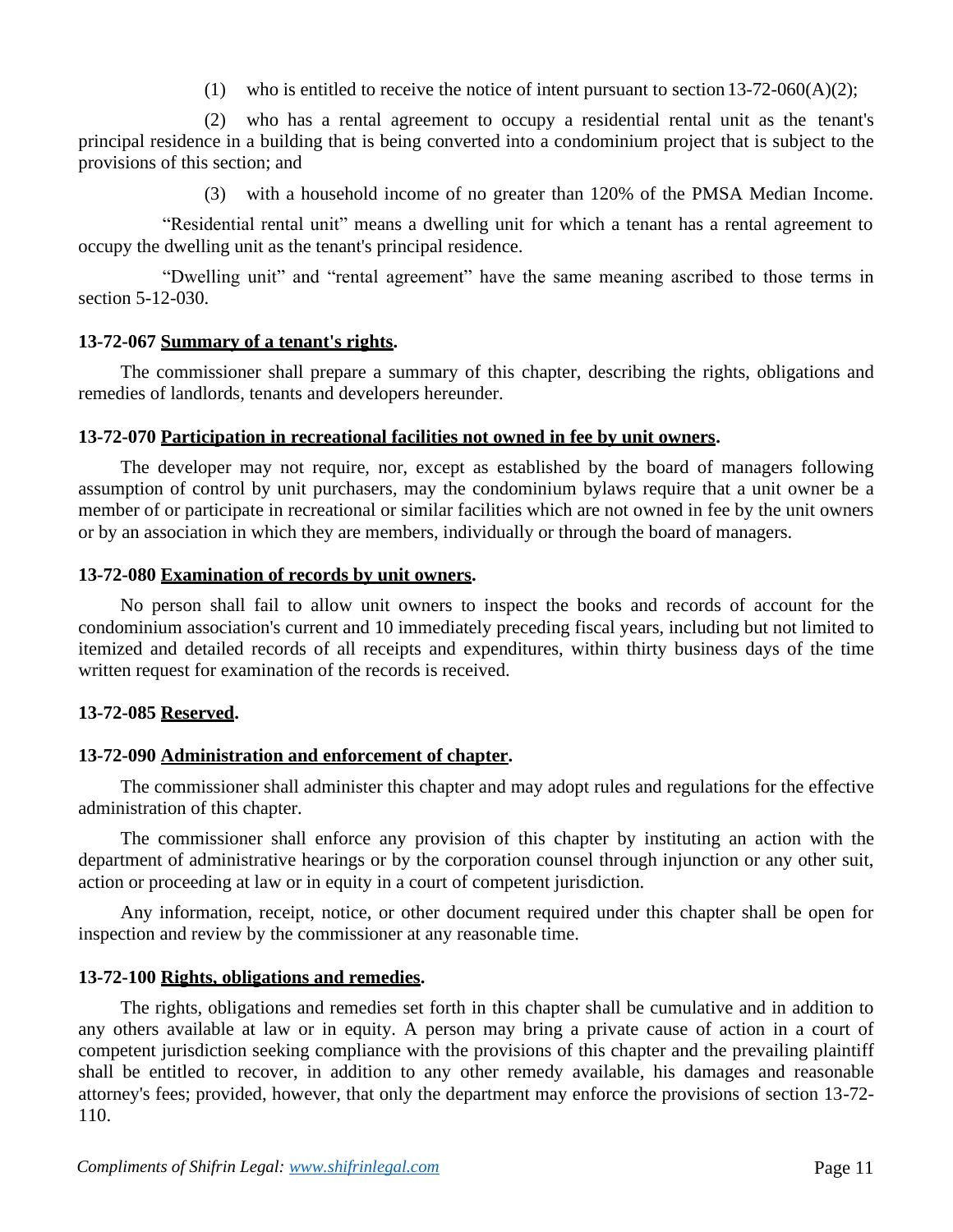(1) who is entitled to receive the notice of intent pursuant to section 13-72-060(A)(2);

(2) who has a rental agreement to occupy a residential rental unit as the tenant's principal residence in a building that is being converted into a condominium project that is subject to the provisions of this section; and

(3) with a household income of no greater than 120% of the PMSA Median Income.

"Residential rental unit" means a dwelling unit for which a tenant has a rental agreement to occupy the dwelling unit as the tenant's principal residence.

"Dwelling unit" and "rental agreement" have the same meaning ascribed to those terms in section 5-12-030.

**13-72-067 Summary of a tenant's rights.**

The commissioner shall prepare a summary of this chapter, describing the rights, obligations and remedies of landlords, tenants and developers hereunder.

**13-72-070 Participation in recreational facilities not owned in fee by unit owners.**

The developer may not require, nor, except as established by the board of managers following assumption of control by unit purchasers, may the condominium bylaws require that a unit owner be a member of or participate in recreational or similar facilities which are not owned in fee by the unit owners or by an association in which they are members, individually or through the board of managers.

**13-72-080 Examination of records by unit owners.**

No person shall fail to allow unit owners to inspect the books and records of account for the condominium association's current and 10 immediately preceding fiscal years, including but not limited to itemized and detailed records of all receipts and expenditures, within thirty business days of the time written request for examination of the records is received.

**13-72-085 Reserved.**

**13-72-090 Administration and enforcement of chapter.**

The commissioner shall administer this chapter and may adopt rules and regulations for the effective administration of this chapter.

The commissioner shall enforce any provision of this chapter by instituting an action with the department of administrative hearings or by the corporation counsel through injunction or any other suit, action or proceeding at law or in equity in a court of competent jurisdiction.

Any information, receipt, notice, or other document required under this chapter shall be open for inspection and review by the commissioner at any reasonable time.

**13-72-100 Rights, obligations and remedies.**

The rights, obligations and remedies set forth in this chapter shall be cumulative and in addition to any others available at law or in equity. A person may bring a private cause of action in a court of competent jurisdiction seeking compliance with the provisions of this chapter and the prevailing plaintiff shall be entitled to recover, in addition to any other remedy available, his damages and reasonable attorney's fees; provided, however, that only the department may enforce the provisions of section 13-72-110.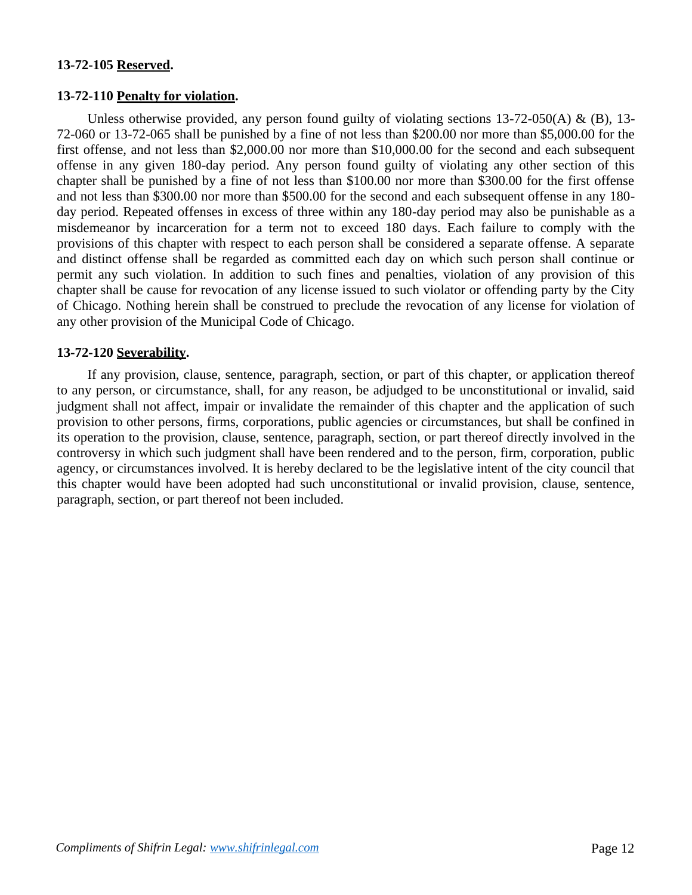**13-72-105 Reserved.**

**13-72-110 Penalty for violation.**

Unless otherwise provided, any person found guilty of violating sections 13-72-050(A) & (B), 13-72-060 or 13-72-065 shall be punished by a fine of not less than $200.00 nor more than $5,000.00 for the first offense, and not less than $2,000.00 nor more than $10,000.00 for the second and each subsequent offense in any given 180-day period. Any person found guilty of violating any other section of this chapter shall be punished by a fine of not less than $100.00 nor more than $300.00 for the first offense and not less than $300.00 nor more than $500.00 for the second and each subsequent offense in any 180-day period. Repeated offenses in excess of three within any 180-day period may also be punishable as a misdemeanor by incarceration for a term not to exceed 180 days. Each failure to comply with the provisions of this chapter with respect to each person shall be considered a separate offense. A separate and distinct offense shall be regarded as committed each day on which such person shall continue or permit any such violation. In addition to such fines and penalties, violation of any provision of this chapter shall be cause for revocation of any license issued to such violator or offending party by the City of Chicago. Nothing herein shall be construed to preclude the revocation of any license for violation of any other provision of the Municipal Code of Chicago.

**13-72-120 Severability.**

If any provision, clause, sentence, paragraph, section, or part of this chapter, or application thereof to any person, or circumstance, shall, for any reason, be adjudged to be unconstitutional or invalid, said judgment shall not affect, impair or invalidate the remainder of this chapter and the application of such provision to other persons, firms, corporations, public agencies or circumstances, but shall be confined in its operation to the provision, clause, sentence, paragraph, section, or part thereof directly involved in the controversy in which such judgment shall have been rendered and to the person, firm, corporation, public agency, or circumstances involved. It is hereby declared to be the legislative intent of the city council that this chapter would have been adopted had such unconstitutional or invalid provision, clause, sentence, paragraph, section, or part thereof not been included.